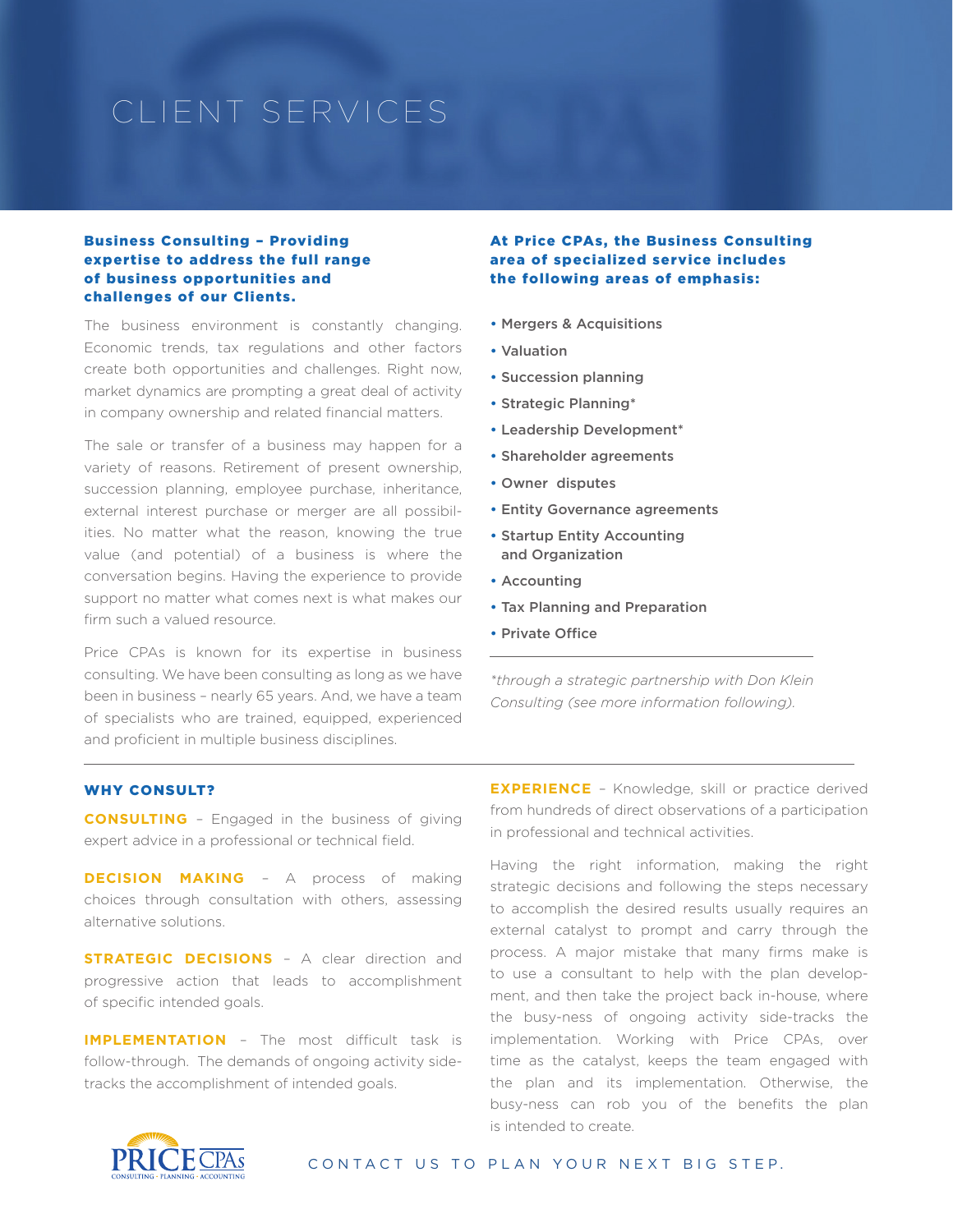# CLIENT SERVICES

**Business Consulting – Providing expertise to address the full range of business opportunities and challenges of our Clients.**

The business environment is constantly changing. Economic trends, tax regulations and other factors create both opportunities and challenges. Right now, market dynamics are prompting a great deal of activity in company ownership and related financial matters.

The sale or transfer of a business may happen for a variety of reasons. Retirement of present ownership, succession planning, employee purchase, inheritance, external interest purchase or merger are all possibilities. No matter what the reason, knowing the true value (and potential) of a business is where the conversation begins. Having the experience to provide support no matter what comes next is what makes our firm such a valued resource.

Price CPAs is known for its expertise in business consulting. We have been consulting as long as we have been in business – nearly 65 years. And, we have a team of specialists who are trained, equipped, experienced and proficient in multiple business disciplines.

**At Price CPAs, the Business Consulting area of specialized service includes the following areas of emphasis:**

- Mergers & Acquisitions
- Valuation
- Succession planning
- Strategic Planning*
- Leadership Development*
- Shareholder agreements
- Owner disputes
- Entity Governance agreements
- Startup Entity Accounting and Organization
- Accounting
- Tax Planning and Preparation
- Private Office

---

*\*through a strategic partnership with Don Klein Consulting (see more information following).*

---

## WHY CONSULT?

**CONSULTING** – Engaged in the business of giving expert advice in a professional or technical field.

**DECISION MAKING** – A process of making choices through consultation with others, assessing alternative solutions.

**STRATEGIC DECISIONS** – A clear direction and progressive action that leads to accomplishment of specific intended goals.

**IMPLEMENTATION** – The most difficult task is follow-through. The demands of ongoing activity side-tracks the accomplishment of intended goals.

**EXPERIENCE** – Knowledge, skill or practice derived from hundreds of direct observations of a participation in professional and technical activities.

Having the right information, making the right strategic decisions and following the steps necessary to accomplish the desired results usually requires an external catalyst to prompt and carry through the process. A major mistake that many firms make is to use a consultant to help with the plan development, and then take the project back in-house, where the busy-ness of ongoing activity side-tracks the implementation. Working with Price CPAs, over time as the catalyst, keeps the team engaged with the plan and its implementation. Otherwise, the busy-ness can rob you of the benefits the plan is intended to create.

PRICE CPAs
CONSULTING · PLANNING · ACCOUNTING

CONTACT US TO PLAN YOUR NEXT BIG STEP.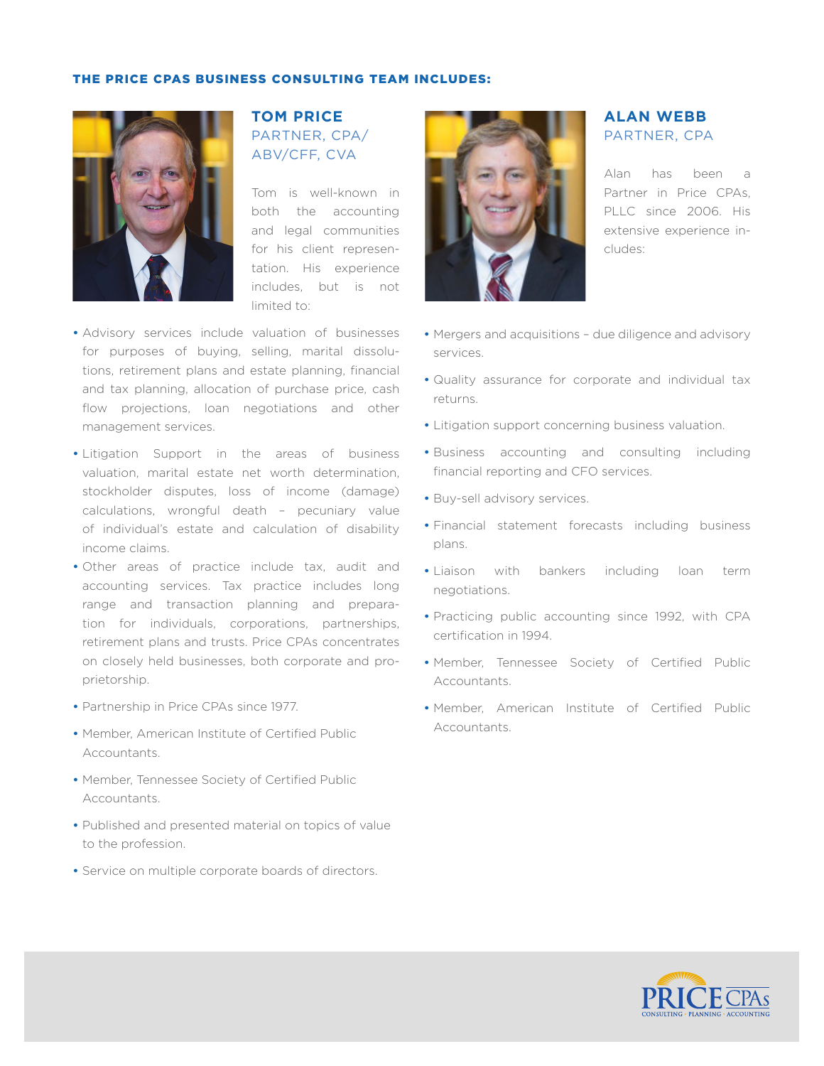**THE PRICE CPAS BUSINESS CONSULTING TEAM INCLUDES:**

## TOM PRICE
### PARTNER, CPA/ABV/CFF, CVA

Tom is well-known in both the accounting and legal communities for his client representation. His experience includes, but is not limited to:

- Advisory services include valuation of businesses for purposes of buying, selling, marital dissolutions, retirement plans and estate planning, financial and tax planning, allocation of purchase price, cash flow projections, loan negotiations and other management services.
- Litigation Support in the areas of business valuation, marital estate net worth determination, stockholder disputes, loss of income (damage) calculations, wrongful death – pecuniary value of individual's estate and calculation of disability income claims.
- Other areas of practice include tax, audit and accounting services. Tax practice includes long range and transaction planning and preparation for individuals, corporations, partnerships, retirement plans and trusts. Price CPAs concentrates on closely held businesses, both corporate and proprietorship.
- Partnership in Price CPAs since 1977.
- Member, American Institute of Certified Public Accountants.
- Member, Tennessee Society of Certified Public Accountants.
- Published and presented material on topics of value to the profession.
- Service on multiple corporate boards of directors.

## ALAN WEBB
### PARTNER, CPA

Alan has been a Partner in Price CPAs, PLLC since 2006. His extensive experience includes:

- Mergers and acquisitions – due diligence and advisory services.
- Quality assurance for corporate and individual tax returns.
- Litigation support concerning business valuation.
- Business accounting and consulting including financial reporting and CFO services.
- Buy-sell advisory services.
- Financial statement forecasts including business plans.
- Liaison with bankers including loan term negotiations.
- Practicing public accounting since 1992, with CPA certification in 1994.
- Member, Tennessee Society of Certified Public Accountants.
- Member, American Institute of Certified Public Accountants.

PRICE CPAs
CONSULTING · PLANNING · ACCOUNTING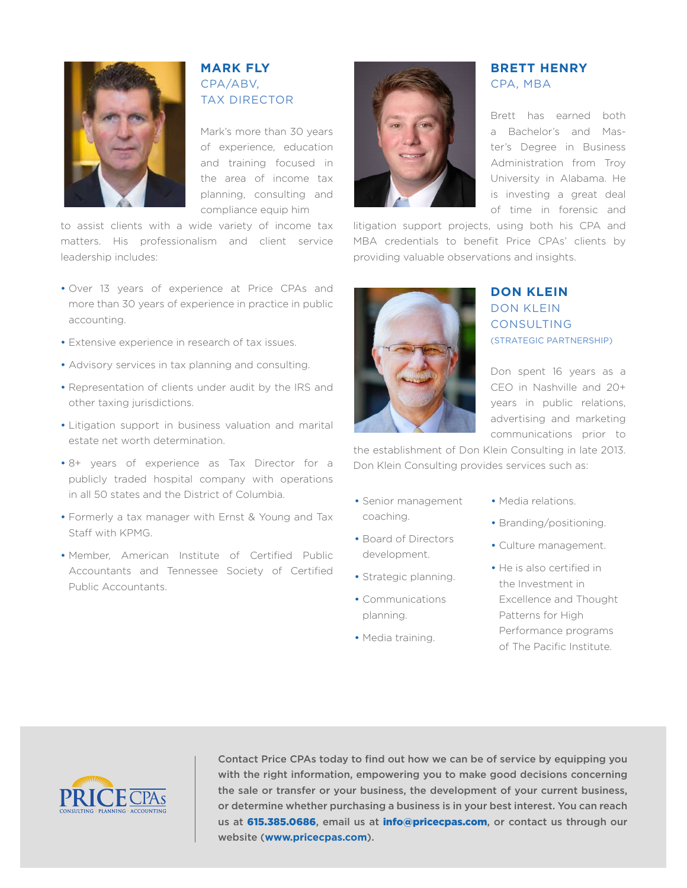## MARK FLY

CPA/ABV,
TAX DIRECTOR

Mark's more than 30 years of experience, education and training focused in the area of income tax planning, consulting and compliance equip him to assist clients with a wide variety of income tax matters. His professionalism and client service leadership includes:

- Over 13 years of experience at Price CPAs and more than 30 years of experience in practice in public accounting.
- Extensive experience in research of tax issues.
- Advisory services in tax planning and consulting.
- Representation of clients under audit by the IRS and other taxing jurisdictions.
- Litigation support in business valuation and marital estate net worth determination.
- 8+ years of experience as Tax Director for a publicly traded hospital company with operations in all 50 states and the District of Columbia.
- Formerly a tax manager with Ernst & Young and Tax Staff with KPMG.
- Member, American Institute of Certified Public Accountants and Tennessee Society of Certified Public Accountants.

## BRETT HENRY

CPA, MBA

Brett has earned both a Bachelor's and Master's Degree in Business Administration from Troy University in Alabama. He is investing a great deal of time in forensic and litigation support projects, using both his CPA and MBA credentials to benefit Price CPAs' clients by providing valuable observations and insights.

## DON KLEIN

DON KLEIN CONSULTING
(STRATEGIC PARTNERSHIP)

Don spent 16 years as a CEO in Nashville and 20+ years in public relations, advertising and marketing communications prior to the establishment of Don Klein Consulting in late 2013. Don Klein Consulting provides services such as:

- Senior management coaching.
- Board of Directors development.
- Strategic planning.
- Communications planning.
- Media training.
- Media relations.
- Branding/positioning.
- Culture management.
- He is also certified in the Investment in Excellence and Thought Patterns for High Performance programs of The Pacific Institute.

PRICE CPAs
CONSULTING · PLANNING · ACCOUNTING

**Contact Price CPAs today to find out how we can be of service by equipping you with the right information, empowering you to make good decisions concerning the sale or transfer or your business, the development of your current business, or determine whether purchasing a business is in your best interest. You can reach us at 615.385.0686, email us at info@pricecpas.com, or contact us through our website (www.pricecpas.com).**